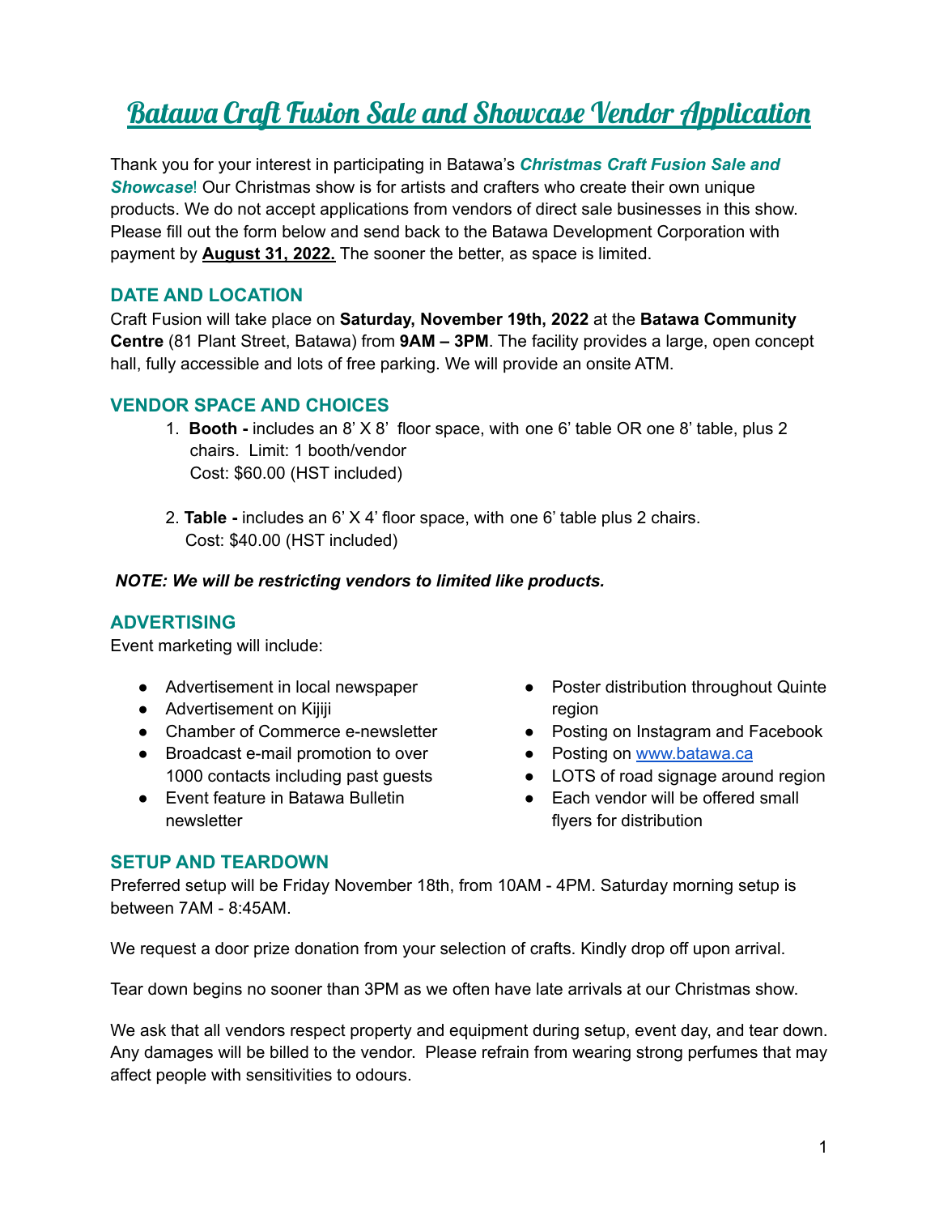# Batawa Craft Fusion Sale and Showcase Vendor Application

Thank you for your interest in participating in Batawa's ***Christmas Craft Fusion Sale and Showcase***! Our Christmas show is for artists and crafters who create their own unique products. We do not accept applications from vendors of direct sale businesses in this show. Please fill out the form below and send back to the Batawa Development Corporation with payment by **August 31, 2022.** The sooner the better, as space is limited.

## DATE AND LOCATION

Craft Fusion will take place on **Saturday, November 19th, 2022** at the **Batawa Community Centre** (81 Plant Street, Batawa) from **9AM – 3PM**. The facility provides a large, open concept hall, fully accessible and lots of free parking. We will provide an onsite ATM.

## VENDOR SPACE AND CHOICES

1. **Booth -** includes an 8' X 8' floor space, with one 6' table OR one 8' table, plus 2 chairs. Limit: 1 booth/vendor
   Cost: $60.00 (HST included)

2. **Table -** includes an 6' X 4' floor space, with one 6' table plus 2 chairs.
   Cost: $40.00 (HST included)

***NOTE: We will be restricting vendors to limited like products.***

## ADVERTISING

Event marketing will include:

- Advertisement in local newspaper
- Advertisement on Kijiji
- Chamber of Commerce e-newsletter
- Broadcast e-mail promotion to over 1000 contacts including past guests
- Event feature in Batawa Bulletin newsletter
- Poster distribution throughout Quinte region
- Posting on Instagram and Facebook
- Posting on www.batawa.ca
- LOTS of road signage around region
- Each vendor will be offered small flyers for distribution

## SETUP AND TEARDOWN

Preferred setup will be Friday November 18th, from 10AM - 4PM. Saturday morning setup is between 7AM - 8:45AM.

We request a door prize donation from your selection of crafts. Kindly drop off upon arrival.

Tear down begins no sooner than 3PM as we often have late arrivals at our Christmas show.

We ask that all vendors respect property and equipment during setup, event day, and tear down. Any damages will be billed to the vendor. Please refrain from wearing strong perfumes that may affect people with sensitivities to odours.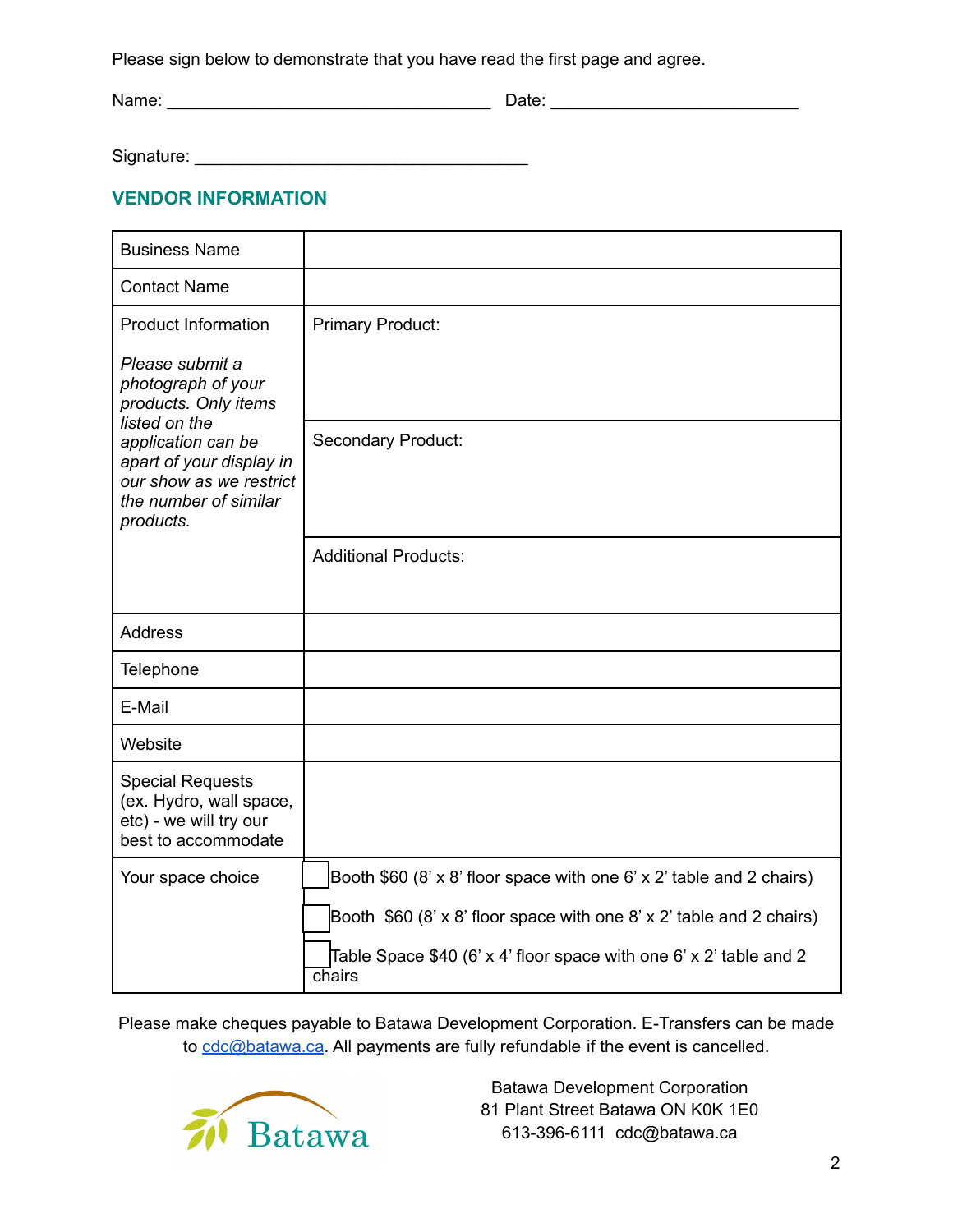Please sign below to demonstrate that you have read the first page and agree.

Name: ________________________________ Date: ________________________

Signature: _________________________________

## VENDOR INFORMATION

| | | |
|---|---|---|
| Business Name | | |
| Contact Name | | |
| Product Information<br><br>*Please submit a photograph of your products. Only items listed on the application can be apart of your display in our show as we restrict the number of similar products.* | Primary Product: | |
| | Secondary Product: | |
| | Additional Products: | |
| Address | | |
| Telephone | | |
| E-Mail | | |
| Website | | |
| Special Requests (ex. Hydro, wall space, etc) - we will try our best to accommodate | | |
| Your space choice | ☐ Booth $60 (8' x 8' floor space with one 6' x 2' table and 2 chairs)<br>☐ Booth $60 (8' x 8' floor space with one 8' x 2' table and 2 chairs)<br>☐ Table Space $40 (6' x 4' floor space with one 6' x 2' table and 2 chairs | |

Please make cheques payable to Batawa Development Corporation. E-Transfers can be made to cdc@batawa.ca. All payments are fully refundable if the event is cancelled.

Batawa

Batawa Development Corporation
81 Plant Street Batawa ON K0K 1E0
613-396-6111 cdc@batawa.ca